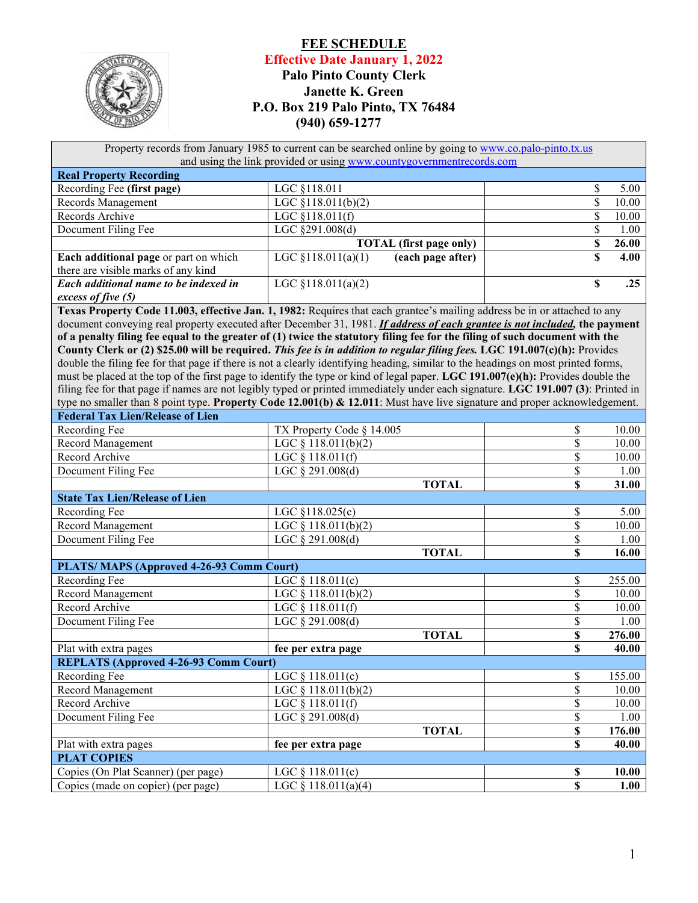# FEE SCHEDULE

**Effective Date January 1, 2022**

**Palo Pinto County Clerk**
**Janette K. Green**
**P.O. Box 219 Palo Pinto, TX 76484**
**(940) 659-1277**

Property records from January 1985 to current can be searched online by going to www.co.palo-pinto.tx.us and using the link provided or using www.countygovernmentrecords.com

| **Real Property Recording** | | |
|---|---|---|
| Recording Fee **(first page)** | LGC §118.011 | $ 5.00 |
| Records Management | LGC §118.011(b)(2) | $ 10.00 |
| Records Archive | LGC §118.011(f) | $ 10.00 |
| Document Filing Fee | LGC §291.008(d) | $ 1.00 |
| | **TOTAL (first page only)** | **$ 26.00** |
| **Each additional page** or part on which there are visible marks of any kind | LGC §118.011(a)(1) **(each page after)** | **$ 4.00** |
| ***Each additional name to be indexed in excess of five (5)*** | LGC §118.011(a)(2) | **$ .25** |

**Texas Property Code 11.003, effective Jan. 1, 1982:** Requires that each grantee's mailing address be in or attached to any document conveying real property executed after December 31, 1981. ***If address of each grantee is not included***, **the payment of a penalty filing fee equal to the greater of (1) twice the statutory filing fee for the filing of such document with the County Clerk or (2) $25.00 will be required.** ***This fee is in addition to regular filing fees.*** **LGC 191.007(c)(h):** Provides double the filing fee for that page if there is not a clearly identifying heading, similar to the headings on most printed forms, must be placed at the top of the first page to identify the type or kind of legal paper. **LGC 191.007(e)(h):** Provides double the filing fee for that page if names are not legibly typed or printed immediately under each signature. **LGC 191.007 (3)**: Printed in type no smaller than 8 point type. **Property Code 12.001(b) & 12.011**: Must have live signature and proper acknowledgement.

| **Federal Tax Lien/Release of Lien** | | |
|---|---|---|
| Recording Fee | TX Property Code § 14.005 | $ 10.00 |
| Record Management | LGC § 118.011(b)(2) | $ 10.00 |
| Record Archive | LGC § 118.011(f) | $ 10.00 |
| Document Filing Fee | LGC § 291.008(d) | $ 1.00 |
| | **TOTAL** | **$ 31.00** |
| **State Tax Lien/Release of Lien** | | |
| Recording Fee | LGC §118.025(c) | $ 5.00 |
| Record Management | LGC § 118.011(b)(2) | $ 10.00 |
| Document Filing Fee | LGC § 291.008(d) | $ 1.00 |
| | **TOTAL** | **$ 16.00** |
| **PLATS/ MAPS (Approved 4-26-93 Comm Court)** | | |
| Recording Fee | LGC § 118.011(c) | $ 255.00 |
| Record Management | LGC § 118.011(b)(2) | $ 10.00 |
| Record Archive | LGC § 118.011(f) | $ 10.00 |
| Document Filing Fee | LGC § 291.008(d) | $ 1.00 |
| | **TOTAL** | **$ 276.00** |
| Plat with extra pages | **fee per extra page** | **$ 40.00** |
| **REPLATS (Approved 4-26-93 Comm Court)** | | |
| Recording Fee | LGC § 118.011(c) | $ 155.00 |
| Record Management | LGC § 118.011(b)(2) | $ 10.00 |
| Record Archive | LGC § 118.011(f) | $ 10.00 |
| Document Filing Fee | LGC § 291.008(d) | $ 1.00 |
| | **TOTAL** | **$ 176.00** |
| Plat with extra pages | **fee per extra page** | **$ 40.00** |
| **PLAT COPIES** | | |
| Copies (On Plat Scanner) (per page) | LGC § 118.011(c) | **$ 10.00** |
| Copies (made on copier) (per page) | LGC § 118.011(a)(4) | **$ 1.00** |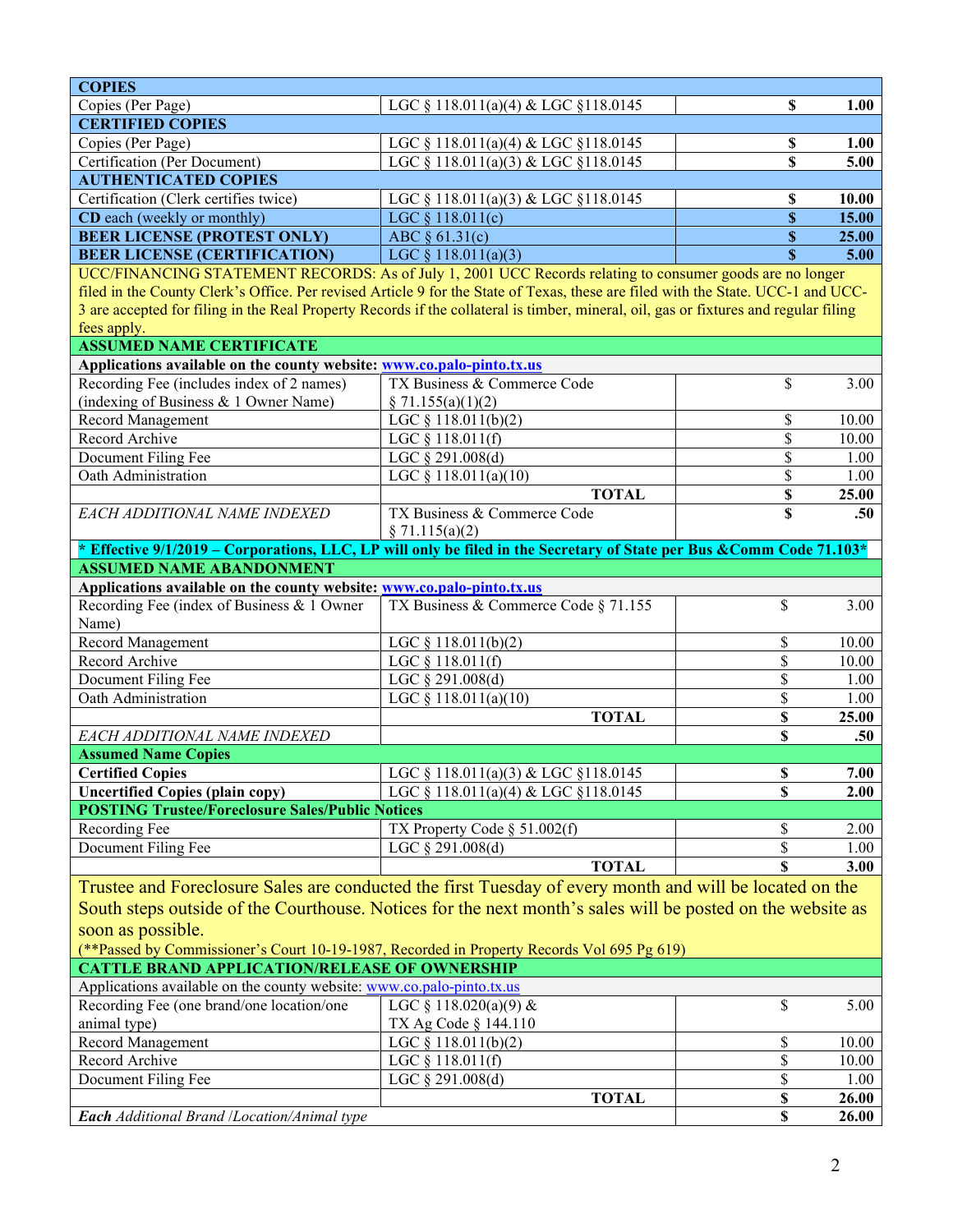| **COPIES** | | | |
|---|---|---|---|
| Copies (Per Page) | LGC § 118.011(a)(4) & LGC §118.0145 | **$** | **1.00** |
| **CERTIFIED COPIES** | | | |
| Copies (Per Page) | LGC § 118.011(a)(4) & LGC §118.0145 | **$** | **1.00** |
| Certification (Per Document) | LGC § 118.011(a)(3) & LGC §118.0145 | **$** | **5.00** |
| **AUTHENTICATED COPIES** | | | |
| Certification (Clerk certifies twice) | LGC § 118.011(a)(3) & LGC §118.0145 | **$** | **10.00** |
| **CD** each (weekly or monthly) | LGC § 118.011(c) | **$** | **15.00** |
| **BEER LICENSE (PROTEST ONLY)** | ABC § 61.31(c) | **$** | **25.00** |
| **BEER LICENSE (CERTIFICATION)** | LGC § 118.011(a)(3) | **$** | **5.00** |
| UCC/FINANCING STATEMENT RECORDS: As of July 1, 2001 UCC Records relating to consumer goods are no longer filed in the County Clerk's Office. Per revised Article 9 for the State of Texas, these are filed with the State. UCC-1 and UCC-3 are accepted for filing in the Real Property Records if the collateral is timber, mineral, oil, gas or fixtures and regular filing fees apply. | | | |
| **ASSUMED NAME CERTIFICATE** | | | |
| **Applications available on the county website: www.co.palo-pinto.tx.us** | | | |
| Recording Fee (includes index of 2 names) (indexing of Business & 1 Owner Name) | TX Business & Commerce Code § 71.155(a)(1)(2) | $ | 3.00 |
| Record Management | LGC § 118.011(b)(2) | $ | 10.00 |
| Record Archive | LGC § 118.011(f) | $ | 10.00 |
| Document Filing Fee | LGC § 291.008(d) | $ | 1.00 |
| Oath Administration | LGC § 118.011(a)(10) | $ | 1.00 |
| | **TOTAL** | **$** | **25.00** |
| *EACH ADDITIONAL NAME INDEXED* | TX Business & Commerce Code § 71.115(a)(2) | **$** | **.50** |
| **\* Effective 9/1/2019 – Corporations, LLC, LP will only be filed in the Secretary of State per Bus &Comm Code 71.103\*** | | | |
| **ASSUMED NAME ABANDONMENT** | | | |
| **Applications available on the county website: www.co.palo-pinto.tx.us** | | | |
| Recording Fee (index of Business & 1 Owner Name) | TX Business & Commerce Code § 71.155 | $ | 3.00 |
| Record Management | LGC § 118.011(b)(2) | $ | 10.00 |
| Record Archive | LGC § 118.011(f) | $ | 10.00 |
| Document Filing Fee | LGC § 291.008(d) | $ | 1.00 |
| Oath Administration | LGC § 118.011(a)(10) | $ | 1.00 |
| | **TOTAL** | **$** | **25.00** |
| *EACH ADDITIONAL NAME INDEXED* | | **$** | **.50** |
| **Assumed Name Copies** | | | |
| **Certified Copies** | LGC § 118.011(a)(3) & LGC §118.0145 | **$** | **7.00** |
| **Uncertified Copies (plain copy)** | LGC § 118.011(a)(4) & LGC §118.0145 | **$** | **2.00** |
| **POSTING Trustee/Foreclosure Sales/Public Notices** | | | |
| Recording Fee | TX Property Code § 51.002(f) | $ | 2.00 |
| Document Filing Fee | LGC § 291.008(d) | $ | 1.00 |
| | **TOTAL** | **$** | **3.00** |
| Trustee and Foreclosure Sales are conducted the first Tuesday of every month and will be located on the South steps outside of the Courthouse. Notices for the next month's sales will be posted on the website as soon as possible. (**Passed by Commissioner's Court 10-19-1987, Recorded in Property Records Vol 695 Pg 619) | | | |
| **CATTLE BRAND APPLICATION/RELEASE OF OWNERSHIP** | | | |
| Applications available on the county website: www.co.palo-pinto.tx.us | | | |
| Recording Fee (one brand/one location/one animal type) | LGC § 118.020(a)(9) & TX Ag Code § 144.110 | $ | 5.00 |
| Record Management | LGC § 118.011(b)(2) | $ | 10.00 |
| Record Archive | LGC § 118.011(f) | $ | 10.00 |
| Document Filing Fee | LGC § 291.008(d) | $ | 1.00 |
| | **TOTAL** | **$** | **26.00** |
| ***Each** Additional Brand /Location/Animal type* | | **$** | **26.00** |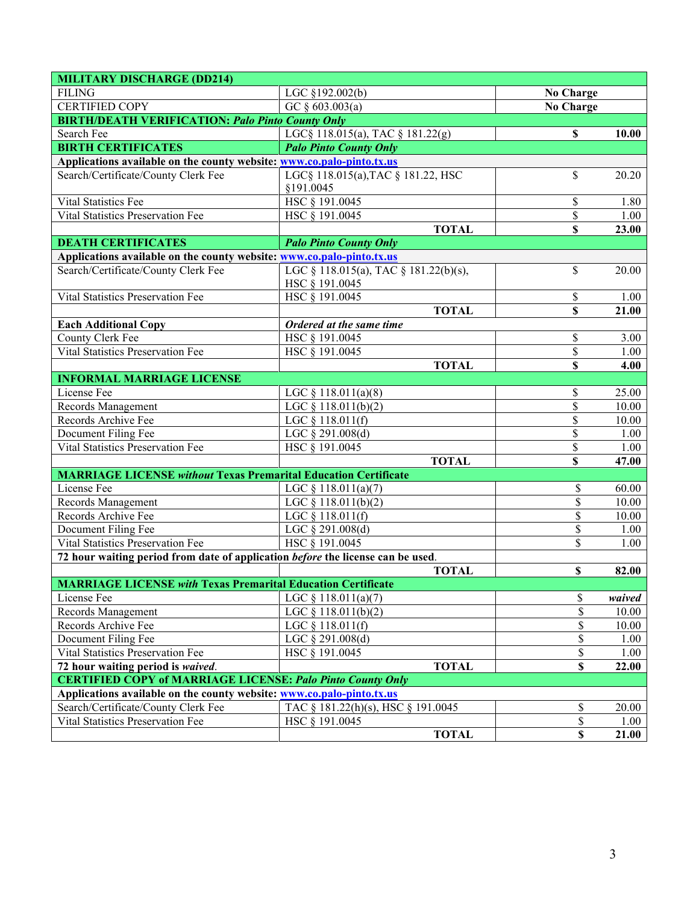| **MILITARY DISCHARGE (DD214)** | | | |
|---|---|---|---|
| FILING | LGC §192.002(b) | **No Charge** | |
| CERTIFIED COPY | GC § 603.003(a) | **No Charge** | |
| **BIRTH/DEATH VERIFICATION:** ***Palo Pinto County Only*** | | | |
| Search Fee | LGC§ 118.015(a), TAC § 181.22(g) | **$** | **10.00** |
| **BIRTH CERTIFICATES** | ***Palo Pinto County Only*** | | |
| **Applications available on the county website: www.co.palo-pinto.tx.us** | | | |
| Search/Certificate/County Clerk Fee | LGC§ 118.015(a),TAC § 181.22, HSC §191.0045 | $ | 20.20 |
| Vital Statistics Fee | HSC § 191.0045 | $ | 1.80 |
| Vital Statistics Preservation Fee | HSC § 191.0045 | $ | 1.00 |
| | **TOTAL** | **$** | **23.00** |
| **DEATH CERTIFICATES** | ***Palo Pinto County Only*** | | |
| **Applications available on the county website: www.co.palo-pinto.tx.us** | | | |
| Search/Certificate/County Clerk Fee | LGC § 118.015(a), TAC § 181.22(b)(s), HSC § 191.0045 | $ | 20.00 |
| Vital Statistics Preservation Fee | HSC § 191.0045 | $ | 1.00 |
| | **TOTAL** | **$** | **21.00** |
| **Each Additional Copy** | ***Ordered at the same time*** | | |
| County Clerk Fee | HSC § 191.0045 | $ | 3.00 |
| Vital Statistics Preservation Fee | HSC § 191.0045 | $ | 1.00 |
| | **TOTAL** | **$** | **4.00** |
| **INFORMAL MARRIAGE LICENSE** | | | |
| License Fee | LGC § 118.011(a)(8) | $ | 25.00 |
| Records Management | LGC § 118.011(b)(2) | $ | 10.00 |
| Records Archive Fee | LGC § 118.011(f) | $ | 10.00 |
| Document Filing Fee | LGC § 291.008(d) | $ | 1.00 |
| Vital Statistics Preservation Fee | HSC § 191.0045 | $ | 1.00 |
| | **TOTAL** | **$** | **47.00** |
| **MARRIAGE LICENSE** ***without*** **Texas Premarital Education Certificate** | | | |
| License Fee | LGC § 118.011(a)(7) | $ | 60.00 |
| Records Management | LGC § 118.011(b)(2) | $ | 10.00 |
| Records Archive Fee | LGC § 118.011(f) | $ | 10.00 |
| Document Filing Fee | LGC § 291.008(d) | $ | 1.00 |
| Vital Statistics Preservation Fee | HSC § 191.0045 | $ | 1.00 |
| **72 hour waiting period from date of application** ***before*** **the license can be used.** | | | |
| | **TOTAL** | **$** | **82.00** |
| **MARRIAGE LICENSE** ***with*** **Texas Premarital Education Certificate** | | | |
| License Fee | LGC § 118.011(a)(7) | $ | *waived* |
| Records Management | LGC § 118.011(b)(2) | $ | 10.00 |
| Records Archive Fee | LGC § 118.011(f) | $ | 10.00 |
| Document Filing Fee | LGC § 291.008(d) | $ | 1.00 |
| Vital Statistics Preservation Fee | HSC § 191.0045 | $ | 1.00 |
| **72 hour waiting period is** ***waived*****.** | **TOTAL** | **$** | **22.00** |
| **CERTIFIED COPY of MARRIAGE LICENSE:** ***Palo Pinto County Only*** | | | |
| **Applications available on the county website: www.co.palo-pinto.tx.us** | | | |
| Search/Certificate/County Clerk Fee | TAC § 181.22(h)(s), HSC § 191.0045 | $ | 20.00 |
| Vital Statistics Preservation Fee | HSC § 191.0045 | $ | 1.00 |
| | **TOTAL** | **$** | **21.00** |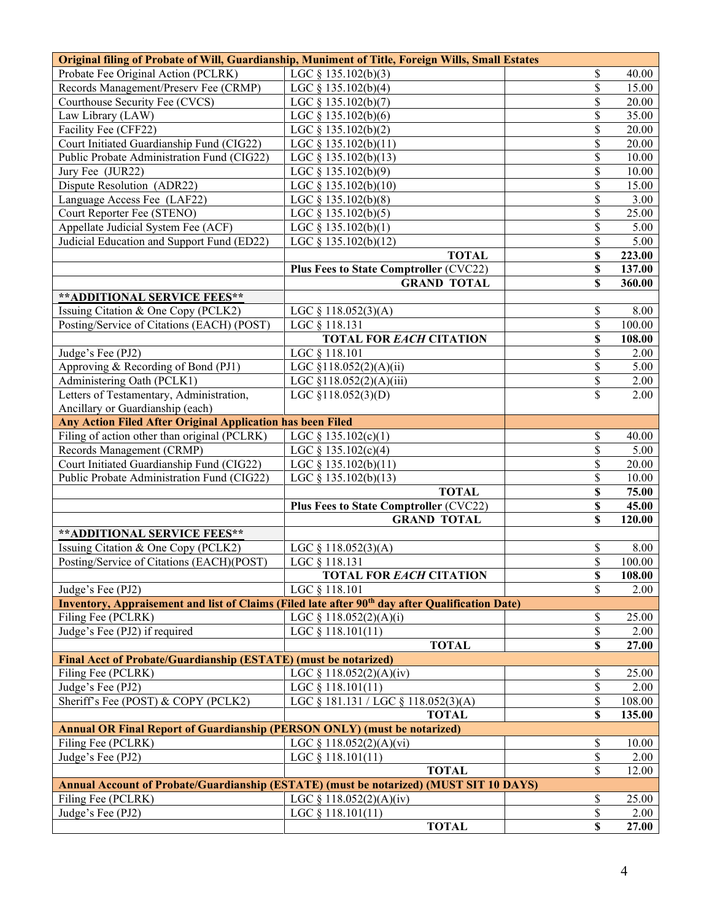| Original filing of Probate of Will, Guardianship, Muniment of Title, Foreign Wills, Small Estates | | | |
|---|---|---|---|
| Probate Fee Original Action (PCLRK) | LGC § 135.102(b)(3) | | $ 40.00 |
| Records Management/Preserv Fee (CRMP) | LGC § 135.102(b)(4) | | $ 15.00 |
| Courthouse Security Fee (CVCS) | LGC § 135.102(b)(7) | | $ 20.00 |
| Law Library (LAW) | LGC § 135.102(b)(6) | | $ 35.00 |
| Facility Fee (CFF22) | LGC § 135.102(b)(2) | | $ 20.00 |
| Court Initiated Guardianship Fund (CIG22) | LGC § 135.102(b)(11) | | $ 20.00 |
| Public Probate Administration Fund (CIG22) | LGC § 135.102(b)(13) | | $ 10.00 |
| Jury Fee (JUR22) | LGC § 135.102(b)(9) | | $ 10.00 |
| Dispute Resolution (ADR22) | LGC § 135.102(b)(10) | | $ 15.00 |
| Language Access Fee (LAF22) | LGC § 135.102(b)(8) | | $ 3.00 |
| Court Reporter Fee (STENO) | LGC § 135.102(b)(5) | | $ 25.00 |
| Appellate Judicial System Fee (ACF) | LGC § 135.102(b)(1) | | $ 5.00 |
| Judicial Education and Support Fund (ED22) | LGC § 135.102(b)(12) | | $ 5.00 |
| | **TOTAL** | | **$ 223.00** |
| | **Plus Fees to State Comptroller** (CVC22) | | **$ 137.00** |
| | **GRAND TOTAL** | | **$ 360.00** |
| **\*\*ADDITIONAL SERVICE FEES\*\*** | | | |
| Issuing Citation & One Copy (PCLK2) | LGC § 118.052(3)(A) | | $ 8.00 |
| Posting/Service of Citations (EACH) (POST) | LGC § 118.131 | | $ 100.00 |
| | **TOTAL FOR *EACH* CITATION** | | **$ 108.00** |
| Judge's Fee (PJ2) | LGC § 118.101 | | $ 2.00 |
| Approving & Recording of Bond (PJ1) | LGC §118.052(2)(A)(ii) | | $ 5.00 |
| Administering Oath (PCLK1) | LGC §118.052(2)(A)(iii) | | $ 2.00 |
| Letters of Testamentary, Administration, Ancillary or Guardianship (each) | LGC §118.052(3)(D) | | $ 2.00 |
| **Any Action Filed After Original Application has been Filed** | | | |
| Filing of action other than original (PCLRK) | LGC § 135.102(c)(1) | | $ 40.00 |
| Records Management (CRMP) | LGC § 135.102(c)(4) | | $ 5.00 |
| Court Initiated Guardianship Fund (CIG22) | LGC § 135.102(b)(11) | | $ 20.00 |
| Public Probate Administration Fund (CIG22) | LGC § 135.102(b)(13) | | $ 10.00 |
| | **TOTAL** | | **$ 75.00** |
| | **Plus Fees to State Comptroller** (CVC22) | | **$ 45.00** |
| | **GRAND TOTAL** | | **$ 120.00** |
| **\*\*ADDITIONAL SERVICE FEES\*\*** | | | |
| Issuing Citation & One Copy (PCLK2) | LGC § 118.052(3)(A) | | $ 8.00 |
| Posting/Service of Citations (EACH)(POST) | LGC § 118.131 | | $ 100.00 |
| | **TOTAL FOR *EACH* CITATION** | | **$ 108.00** |
| Judge's Fee (PJ2) | LGC § 118.101 | | $ 2.00 |
| **Inventory, Appraisement and list of Claims (Filed late after 90th day after Qualification Date)** | | | |
| Filing Fee (PCLRK) | LGC § 118.052(2)(A)(i) | | $ 25.00 |
| Judge's Fee (PJ2) if required | LGC § 118.101(11) | | $ 2.00 |
| | **TOTAL** | | **$ 27.00** |
| **Final Acct of Probate/Guardianship (ESTATE) (must be notarized)** | | | |
| Filing Fee (PCLRK) | LGC § 118.052(2)(A)(iv) | | $ 25.00 |
| Judge's Fee (PJ2) | LGC § 118.101(11) | | $ 2.00 |
| Sheriff's Fee (POST) & COPY (PCLK2) | LGC § 181.131 / LGC § 118.052(3)(A) | | $ 108.00 |
| | **TOTAL** | | **$ 135.00** |
| **Annual OR Final Report of Guardianship (PERSON ONLY) (must be notarized)** | | | |
| Filing Fee (PCLRK) | LGC § 118.052(2)(A)(vi) | | $ 10.00 |
| Judge's Fee (PJ2) | LGC § 118.101(11) | | $ 2.00 |
| | **TOTAL** | | $ 12.00 |
| **Annual Account of Probate/Guardianship (ESTATE) (must be notarized) (MUST SIT 10 DAYS)** | | | |
| Filing Fee (PCLRK) | LGC § 118.052(2)(A)(iv) | | $ 25.00 |
| Judge's Fee (PJ2) | LGC § 118.101(11) | | $ 2.00 |
| | **TOTAL** | | **$ 27.00** |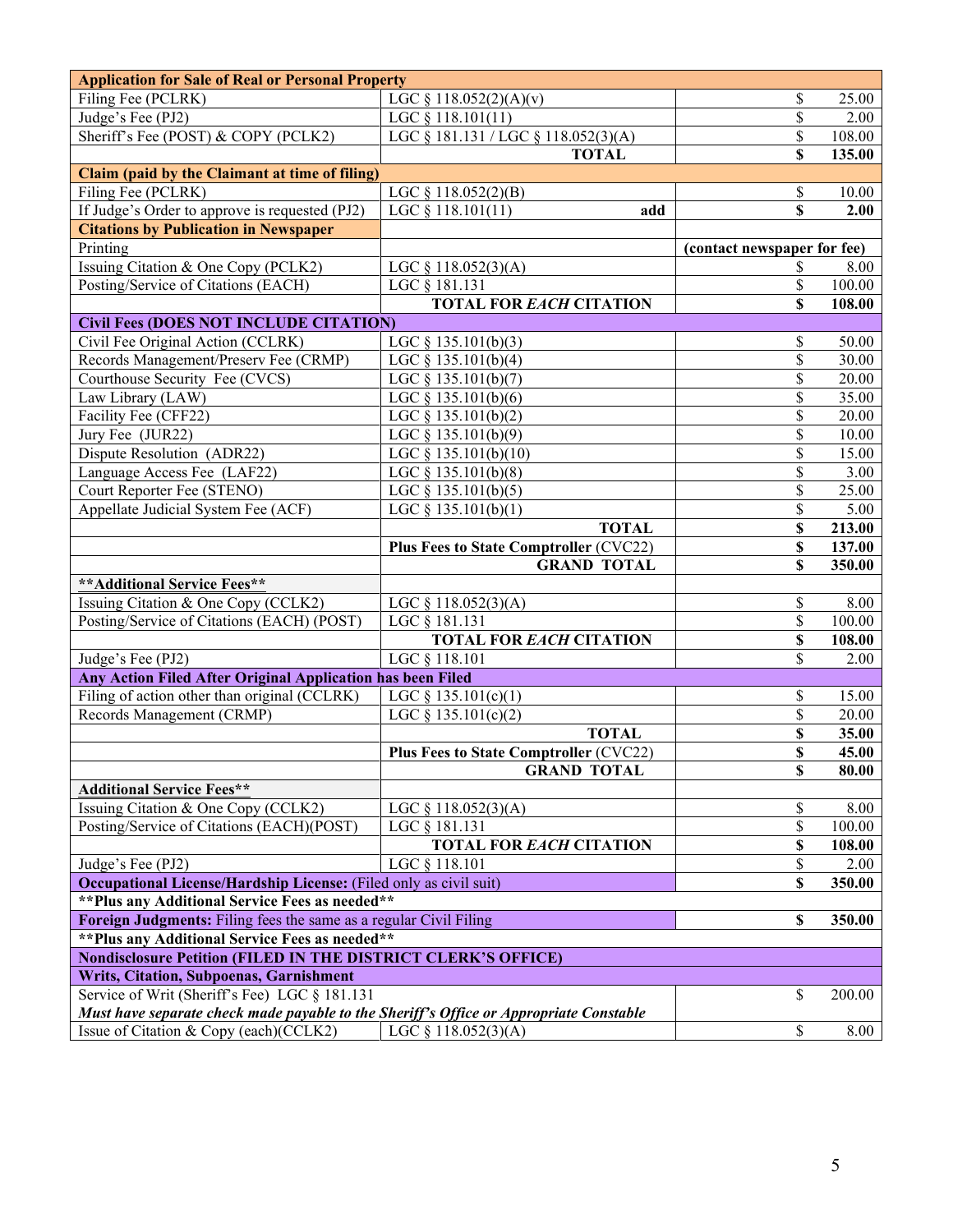| | | | |
|---|---|---|---|
| **Application for Sale of Real or Personal Property** | | | |
| Filing Fee (PCLRK) | LGC § 118.052(2)(A)(v) | $ | 25.00 |
| Judge's Fee (PJ2) | LGC § 118.101(11) | $ | 2.00 |
| Sheriff's Fee (POST) & COPY (PCLK2) | LGC § 181.131 / LGC § 118.052(3)(A) | $ | 108.00 |
| | **TOTAL** | **$** | **135.00** |
| **Claim (paid by the Claimant at time of filing)** | | | |
| Filing Fee (PCLRK) | LGC § 118.052(2)(B) | $ | 10.00 |
| If Judge's Order to approve is requested (PJ2) | LGC § 118.101(11) **add** | **$** | **2.00** |
| **Citations by Publication in Newspaper** | | | |
| Printing | | **(contact newspaper for fee)** | |
| Issuing Citation & One Copy (PCLK2) | LGC § 118.052(3)(A) | $ | 8.00 |
| Posting/Service of Citations (EACH) | LGC § 181.131 | $ | 100.00 |
| | **TOTAL FOR *EACH* CITATION** | **$** | **108.00** |
| **Civil Fees (DOES NOT INCLUDE CITATION)** | | | |
| Civil Fee Original Action (CCLRK) | LGC § 135.101(b)(3) | $ | 50.00 |
| Records Management/Preserv Fee (CRMP) | LGC § 135.101(b)(4) | $ | 30.00 |
| Courthouse Security Fee (CVCS) | LGC § 135.101(b)(7) | $ | 20.00 |
| Law Library (LAW) | LGC § 135.101(b)(6) | $ | 35.00 |
| Facility Fee (CFF22) | LGC § 135.101(b)(2) | $ | 20.00 |
| Jury Fee (JUR22) | LGC § 135.101(b)(9) | $ | 10.00 |
| Dispute Resolution (ADR22) | LGC § 135.101(b)(10) | $ | 15.00 |
| Language Access Fee (LAF22) | LGC § 135.101(b)(8) | $ | 3.00 |
| Court Reporter Fee (STENO) | LGC § 135.101(b)(5) | $ | 25.00 |
| Appellate Judicial System Fee (ACF) | LGC § 135.101(b)(1) | $ | 5.00 |
| | **TOTAL** | **$** | **213.00** |
| | **Plus Fees to State Comptroller** (CVC22) | **$** | **137.00** |
| | **GRAND TOTAL** | **$** | **350.00** |
| **\*\*Additional Service Fees\*\*** | | | |
| Issuing Citation & One Copy (CCLK2) | LGC § 118.052(3)(A) | $ | 8.00 |
| Posting/Service of Citations (EACH) (POST) | LGC § 181.131 | $ | 100.00 |
| | **TOTAL FOR *EACH* CITATION** | **$** | **108.00** |
| Judge's Fee (PJ2) | LGC § 118.101 | $ | 2.00 |
| **Any Action Filed After Original Application has been Filed** | | | |
| Filing of action other than original (CCLRK) | LGC § 135.101(c)(1) | $ | 15.00 |
| Records Management (CRMP) | LGC § 135.101(c)(2) | $ | 20.00 |
| | **TOTAL** | **$** | **35.00** |
| | **Plus Fees to State Comptroller** (CVC22) | **$** | **45.00** |
| | **GRAND TOTAL** | **$** | **80.00** |
| **Additional Service Fees\*\*** | | | |
| Issuing Citation & One Copy (CCLK2) | LGC § 118.052(3)(A) | $ | 8.00 |
| Posting/Service of Citations (EACH)(POST) | LGC § 181.131 | $ | 100.00 |
| | **TOTAL FOR *EACH* CITATION** | **$** | **108.00** |
| Judge's Fee (PJ2) | LGC § 118.101 | $ | 2.00 |
| **Occupational License/Hardship License:** (Filed only as civil suit) | | **$** | **350.00** |
| **\*\*Plus any Additional Service Fees as needed\*\*** | | | |
| **Foreign Judgments:** Filing fees the same as a regular Civil Filing | | **$** | **350.00** |
| **\*\*Plus any Additional Service Fees as needed\*\*** | | | |
| **Nondisclosure Petition (FILED IN THE DISTRICT CLERK'S OFFICE)** | | | |
| **Writs, Citation, Subpoenas, Garnishment** | | | |
| Service of Writ (Sheriff's Fee) LGC § 181.131 | | $ | 200.00 |
| ***Must have separate check made payable to the Sheriff's Office or Appropriate Constable*** | | | |
| Issue of Citation & Copy (each)(CCLK2) | LGC § 118.052(3)(A) | $ | 8.00 |